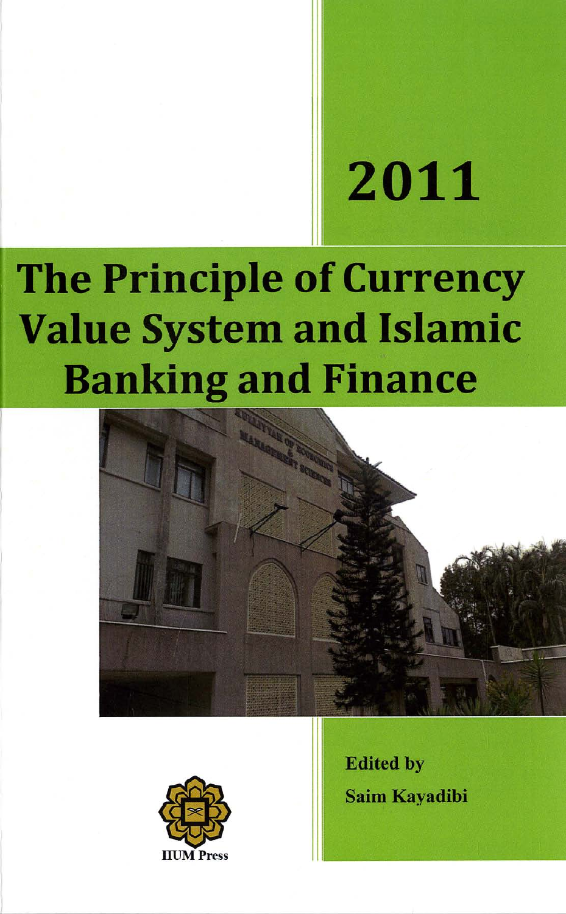2011

# The Principle of Currency Value System and Islamic Banking and Finance

Edited by

Saim Kayadibi

IIUM Press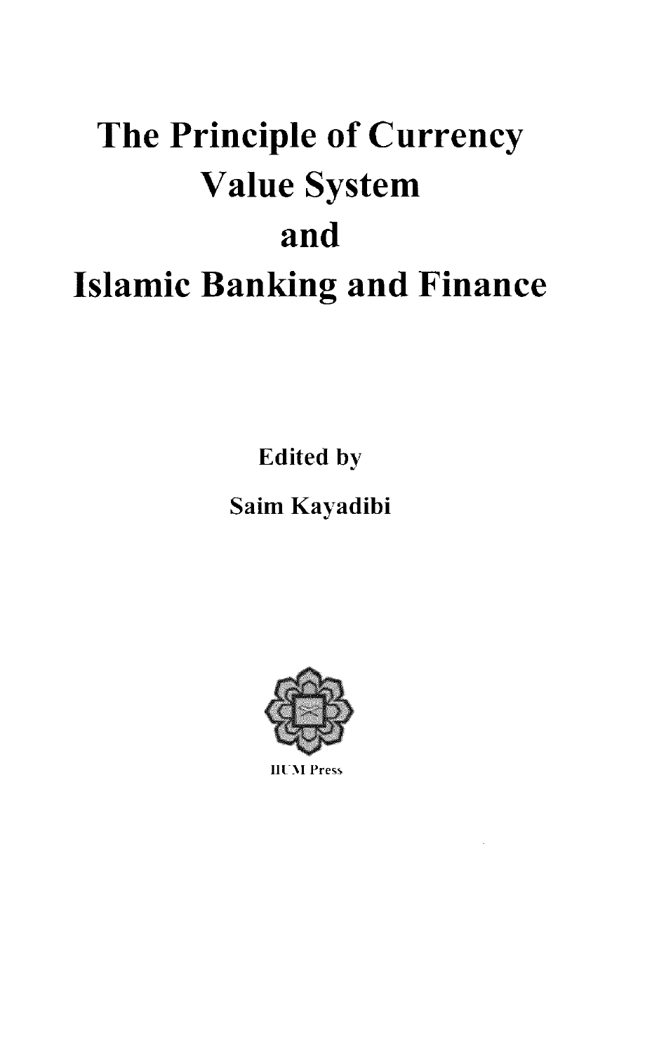# The Principle of Currency Value System and Islamic Banking and Finance

Edited by

Saim Kayadibi

IIUM Press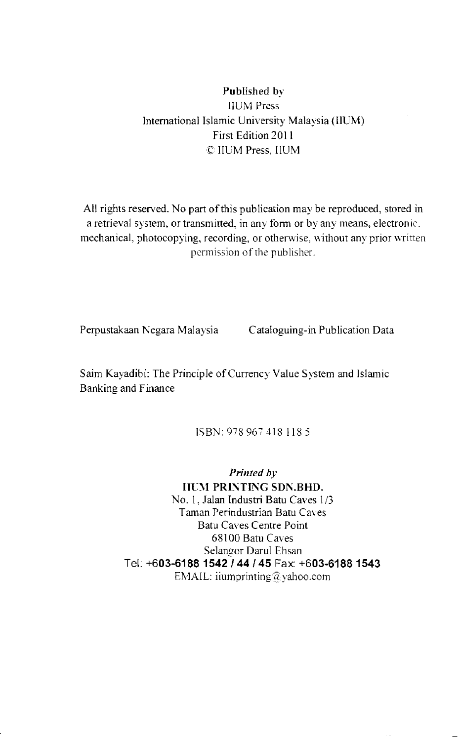**Published by**
IIUM Press
International Islamic University Malaysia (IIUM)
First Edition 2011
© IIUM Press, IIUM

All rights reserved. No part of this publication may be reproduced, stored in a retrieval system, or transmitted, in any form or by any means, electronic. mechanical, photocopying, recording, or otherwise, without any prior written permission of the publisher.

Perpustakaan Negara Malaysia Cataloguing-in Publication Data

Saim Kayadibi: The Principle of Currency Value System and Islamic Banking and Finance

ISBN: 978 967 418 118 5

*Printed by*
**IIUM PRINTING SDN.BHD.**
No. 1, Jalan Industri Batu Caves 1/3
Taman Perindustrian Batu Caves
Batu Caves Centre Point
68100 Batu Caves
Selangor Darul Ehsan
Tel: **+603-6188 1542 / 44 / 45** Fax: **+603-6188 1543**
EMAIL: iiumprinting@yahoo.com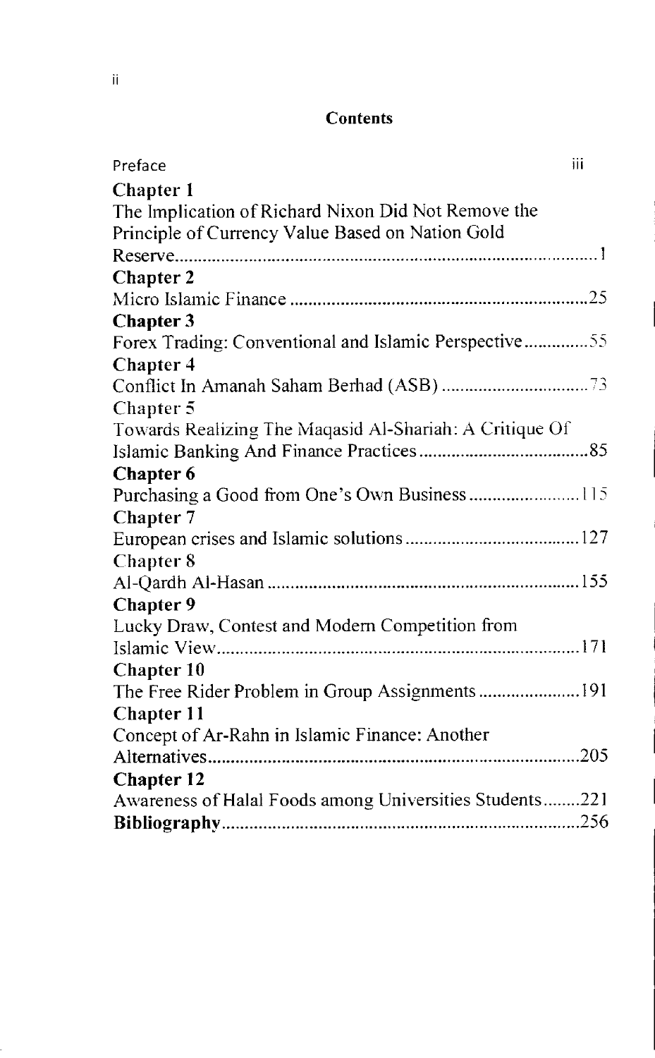# Contents

| | |
|---|---|
| Preface | iii |
| **Chapter 1** | |
| The Implication of Richard Nixon Did Not Remove the Principle of Currency Value Based on Nation Gold Reserve | 1 |
| **Chapter 2** | |
| Micro Islamic Finance | 25 |
| **Chapter 3** | |
| Forex Trading: Conventional and Islamic Perspective | 55 |
| **Chapter 4** | |
| Conflict In Amanah Saham Berhad (ASB) | 73 |
| Chapter 5 | |
| Towards Realizing The Maqasid Al-Shariah: A Critique Of Islamic Banking And Finance Practices | 85 |
| **Chapter 6** | |
| Purchasing a Good from One's Own Business | 115 |
| Chapter 7 | |
| European crises and Islamic solutions | 127 |
| Chapter 8 | |
| Al-Qardh Al-Hasan | 155 |
| **Chapter 9** | |
| Lucky Draw, Contest and Modern Competition from Islamic View | 171 |
| **Chapter 10** | |
| The Free Rider Problem in Group Assignments | 191 |
| **Chapter 11** | |
| Concept of Ar-Rahn in Islamic Finance: Another Alternatives | 205 |
| **Chapter 12** | |
| Awareness of Halal Foods among Universities Students | 221 |
| **Bibliography** | 256 |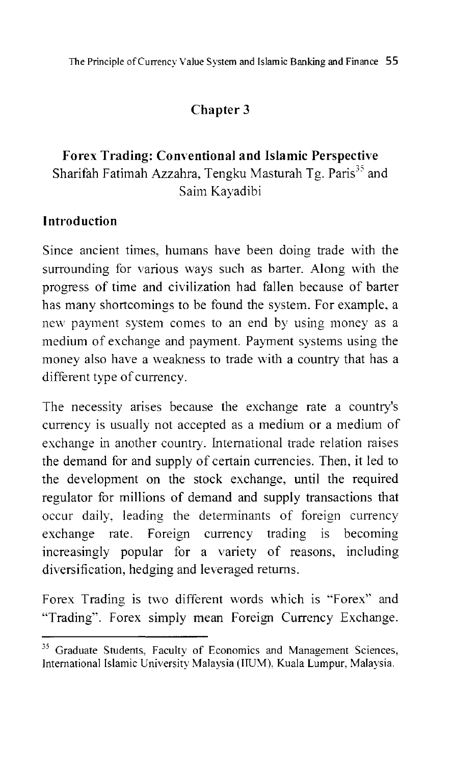## Chapter 3

## Forex Trading: Conventional and Islamic Perspective

Sharifah Fatimah Azzahra, Tengku Masturah Tg. Paris[35] and Saim Kayadibi

### Introduction

Since ancient times, humans have been doing trade with the surrounding for various ways such as barter. Along with the progress of time and civilization had fallen because of barter has many shortcomings to be found the system. For example, a new payment system comes to an end by using money as a medium of exchange and payment. Payment systems using the money also have a weakness to trade with a country that has a different type of currency.

The necessity arises because the exchange rate a country's currency is usually not accepted as a medium or a medium of exchange in another country. International trade relation raises the demand for and supply of certain currencies. Then, it led to the development on the stock exchange, until the required regulator for millions of demand and supply transactions that occur daily, leading the determinants of foreign currency exchange rate. Foreign currency trading is becoming increasingly popular for a variety of reasons, including diversification, hedging and leveraged returns.

Forex Trading is two different words which is "Forex" and "Trading". Forex simply mean Foreign Currency Exchange.

---

[35] Graduate Students, Faculty of Economics and Management Sciences, International Islamic University Malaysia (IIUM), Kuala Lumpur, Malaysia.